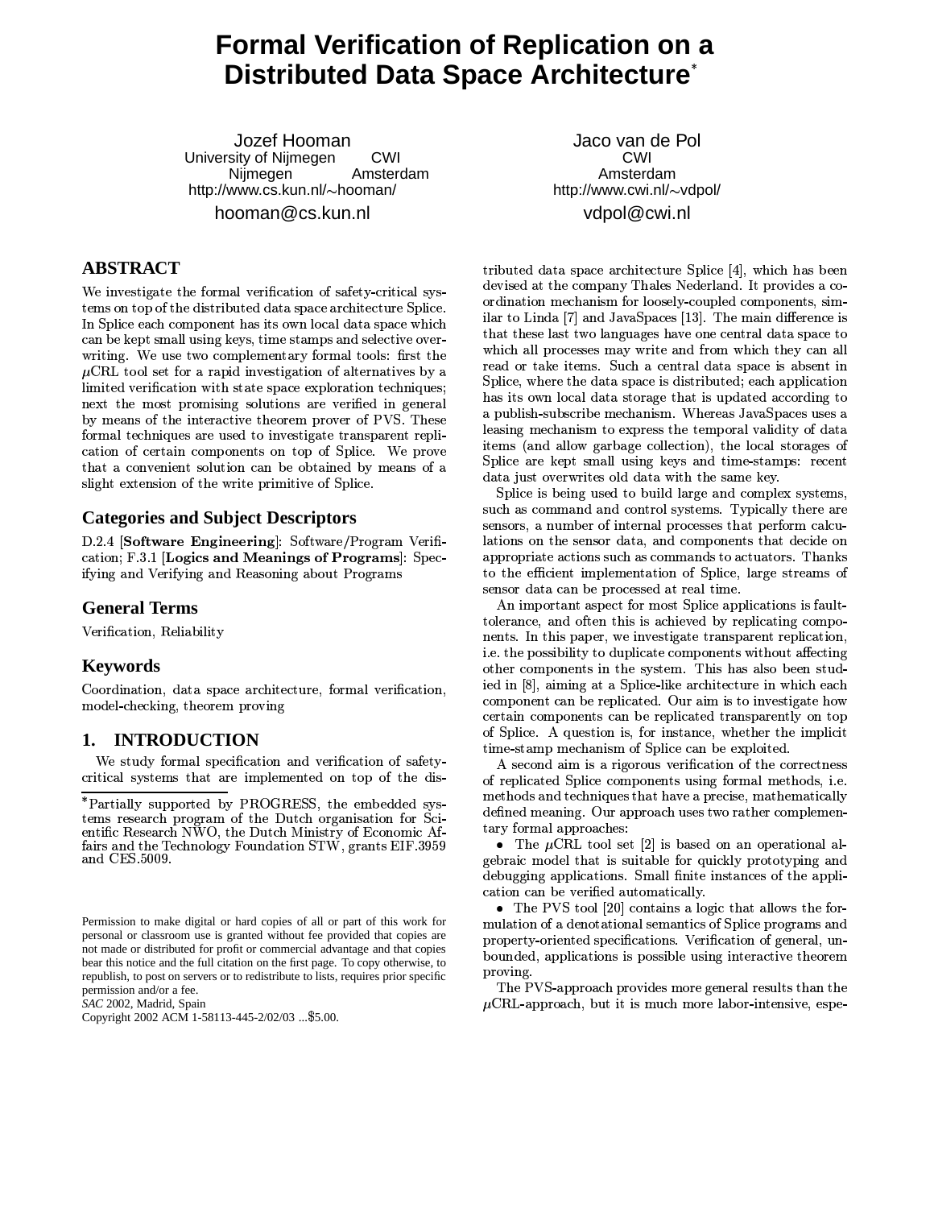# Formal Verification of Replication on a Distributed Data Space Architecture*

Jozef Hooman
University of Nijmegen CWI
Nijmegen Amsterdam
http://www.cs.kun.nl/∼hooman/
hooman@cs.kun.nl

Jaco van de Pol
CWI
Amsterdam
http://www.cwi.nl/∼vdpol/
vdpol@cwi.nl

## ABSTRACT

We investigate the formal verification of safety-critical systems on top of the distributed data space architecture Splice. In Splice each component has its own local data space which can be kept small using keys, time stamps and selective overwriting. We use two complementary formal tools: first the $\mu$CRL tool set for a rapid investigation of alternatives by a limited verification with state space exploration techniques; next the most promising solutions are verified in general by means of the interactive theorem prover of PVS. These formal techniques are used to investigate transparent replication of certain components on top of Splice. We prove that a convenient solution can be obtained by means of a slight extension of the write primitive of Splice.

## Categories and Subject Descriptors

D.2.4 [**Software Engineering**]: Software/Program Verification; F.3.1 [**Logics and Meanings of Programs**]: Specifying and Verifying and Reasoning about Programs

## General Terms

Verification, Reliability

## Keywords

Coordination, data space architecture, formal verification, model-checking, theorem proving

## 1. INTRODUCTION

We study formal specification and verification of safety-critical systems that are implemented on top of the distributed data space architecture Splice [4], which has been devised at the company Thales Nederland. It provides a coordination mechanism for loosely-coupled components, similar to Linda [7] and JavaSpaces [13]. The main difference is that these last two languages have one central data space to which all processes may write and from which they can all read or take items. Such a central data space is absent in Splice, where the data space is distributed; each application has its own local data storage that is updated according to a publish-subscribe mechanism. Whereas JavaSpaces uses a leasing mechanism to express the temporal validity of data items (and allow garbage collection), the local storages of Splice are kept small using keys and time-stamps: recent data just overwrites old data with the same key.

Splice is being used to build large and complex systems, such as command and control systems. Typically there are sensors, a number of internal processes that perform calculations on the sensor data, and components that decide on appropriate actions such as commands to actuators. Thanks to the efficient implementation of Splice, large streams of sensor data can be processed at real time.

An important aspect for most Splice applications is fault-tolerance, and often this is achieved by replicating components. In this paper, we investigate transparent replication, i.e. the possibility to duplicate components without affecting other components in the system. This has also been studied in [8], aiming at a Splice-like architecture in which each component can be replicated. Our aim is to investigate how certain components can be replicated transparently on top of Splice. A question is, for instance, whether the implicit time-stamp mechanism of Splice can be exploited.

A second aim is a rigorous verification of the correctness of replicated Splice components using formal methods, i.e. methods and techniques that have a precise, mathematically defined meaning. Our approach uses two rather complementary formal approaches:

- The $\mu$CRL tool set [2] is based on an operational algebraic model that is suitable for quickly prototyping and debugging applications. Small finite instances of the application can be verified automatically.
- The PVS tool [20] contains a logic that allows the formulation of a denotational semantics of Splice programs and property-oriented specifications. Verification of general, unbounded, applications is possible using interactive theorem proving.

The PVS-approach provides more general results than the $\mu$CRL-approach, but it is much more labor-intensive, espe-

*Partially supported by PROGRESS, the embedded systems research program of the Dutch organisation for Scientific Research NWO, the Dutch Ministry of Economic Affairs and the Technology Foundation STW, grants EIF.3959 and CES.5009.

Permission to make digital or hard copies of all or part of this work for personal or classroom use is granted without fee provided that copies are not made or distributed for profit or commercial advantage and that copies bear this notice and the full citation on the first page. To copy otherwise, to republish, to post on servers or to redistribute to lists, requires prior specific permission and/or a fee.
*SAC* 2002, Madrid, Spain
Copyright 2002 ACM 1-58113-445-2/02/03 ...$5.00.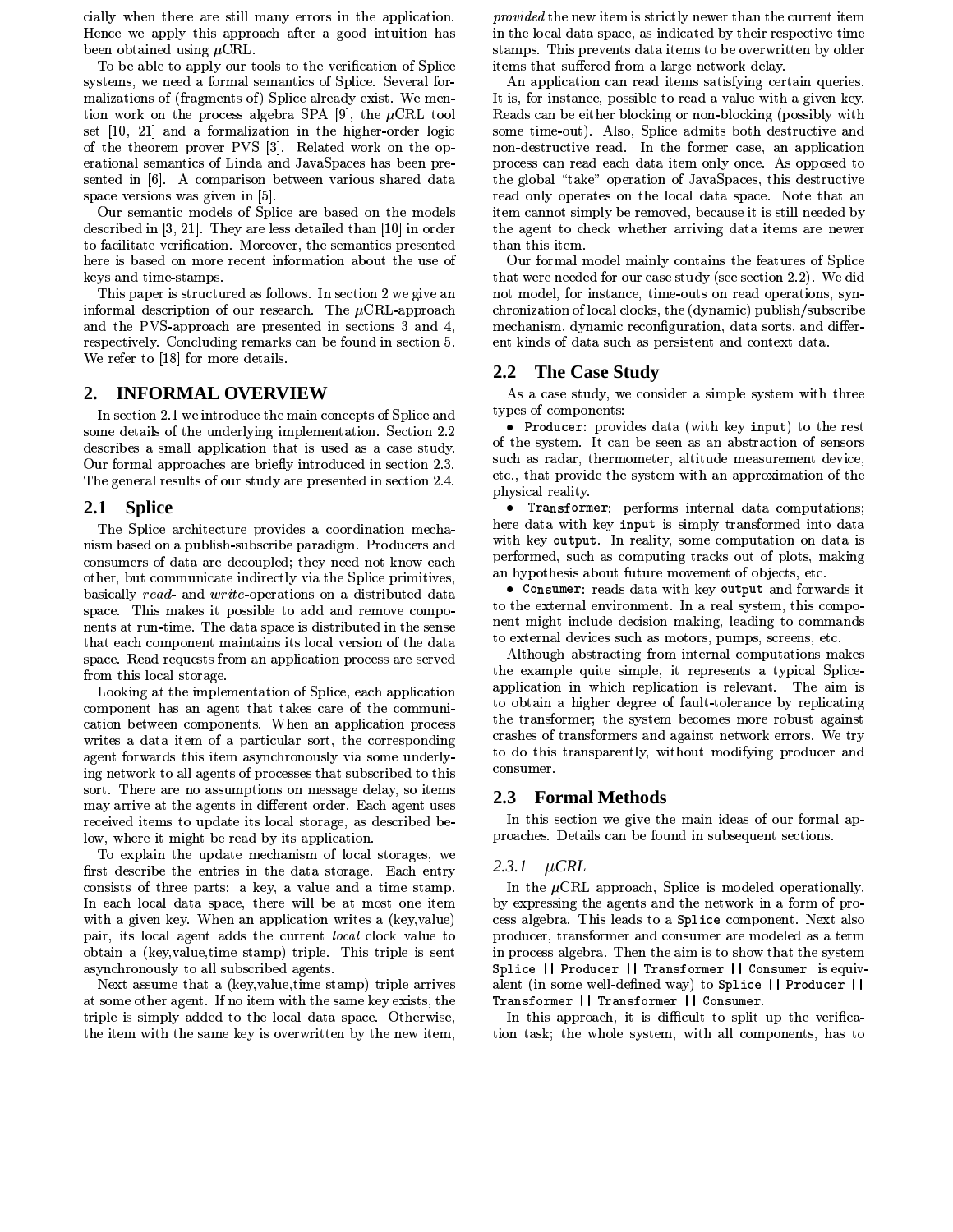cially when there are still many errors in the application. Hence we apply this approach after a good intuition has been obtained using $\mu$CRL.

To be able to apply our tools to the verification of Splice systems, we need a formal semantics of Splice. Several formalizations of (fragments of) Splice already exist. We mention work on the process algebra SPA [9], the $\mu$CRL tool set [10, 21] and a formalization in the higher-order logic of the theorem prover PVS [3]. Related work on the operational semantics of Linda and JavaSpaces has been presented in [6]. A comparison between various shared data space versions was given in [5].

Our semantic models of Splice are based on the models described in [3, 21]. They are less detailed than [10] in order to facilitate verification. Moreover, the semantics presented here is based on more recent information about the use of keys and time-stamps.

This paper is structured as follows. In section 2 we give an informal description of our research. The $\mu$CRL-approach and the PVS-approach are presented in sections 3 and 4, respectively. Concluding remarks can be found in section 5. We refer to [18] for more details.

## 2. INFORMAL OVERVIEW

In section 2.1 we introduce the main concepts of Splice and some details of the underlying implementation. Section 2.2 describes a small application that is used as a case study. Our formal approaches are briefly introduced in section 2.3. The general results of our study are presented in section 2.4.

### 2.1 Splice

The Splice architecture provides a coordination mechanism based on a publish-subscribe paradigm. Producers and consumers of data are decoupled; they need not know each other, but communicate indirectly via the Splice primitives, basically *read*- and *write*-operations on a distributed data space. This makes it possible to add and remove components at run-time. The data space is distributed in the sense that each component maintains its local version of the data space. Read requests from an application process are served from this local storage.

Looking at the implementation of Splice, each application component has an agent that takes care of the communication between components. When an application process writes a data item of a particular sort, the corresponding agent forwards this item asynchronously via some underlying network to all agents of processes that subscribed to this sort. There are no assumptions on message delay, so items may arrive at the agents in different order. Each agent uses received items to update its local storage, as described below, where it might be read by its application.

To explain the update mechanism of local storages, we first describe the entries in the data storage. Each entry consists of three parts: a key, a value and a time stamp. In each local data space, there will be at most one item with a given key. When an application writes a (key,value) pair, its local agent adds the current *local* clock value to obtain a (key,value,time stamp) triple. This triple is sent asynchronously to all subscribed agents.

Next assume that a (key,value,time stamp) triple arrives at some other agent. If no item with the same key exists, the triple is simply added to the local data space. Otherwise, the item with the same key is overwritten by the new item, *provided* the new item is strictly newer than the current item in the local data space, as indicated by their respective time stamps. This prevents data items to be overwritten by older items that suffered from a large network delay.

An application can read items satisfying certain queries. It is, for instance, possible to read a value with a given key. Reads can be either blocking or non-blocking (possibly with some time-out). Also, Splice admits both destructive and non-destructive read. In the former case, an application process can read each data item only once. As opposed to the global "take" operation of JavaSpaces, this destructive read only operates on the local data space. Note that an item cannot simply be removed, because it is still needed by the agent to check whether arriving data items are newer than this item.

Our formal model mainly contains the features of Splice that were needed for our case study (see section 2.2). We did not model, for instance, time-outs on read operations, synchronization of local clocks, the (dynamic) publish/subscribe mechanism, dynamic reconfiguration, data sorts, and different kinds of data such as persistent and context data.

### 2.2 The Case Study

As a case study, we consider a simple system with three types of components:

- `Producer`: provides data (with key `input`) to the rest of the system. It can be seen as an abstraction of sensors such as radar, thermometer, altitude measurement device, etc., that provide the system with an approximation of the physical reality.
- `Transformer`: performs internal data computations; here data with key `input` is simply transformed into data with key `output`. In reality, some computation on data is performed, such as computing tracks out of plots, making an hypothesis about future movement of objects, etc.
- `Consumer`: reads data with key `output` and forwards it to the external environment. In a real system, this component might include decision making, leading to commands to external devices such as motors, pumps, screens, etc.

Although abstracting from internal computations makes the example quite simple, it represents a typical Splice-application in which replication is relevant. The aim is to obtain a higher degree of fault-tolerance by replicating the transformer; the system becomes more robust against crashes of transformers and against network errors. We try to do this transparently, without modifying producer and consumer.

### 2.3 Formal Methods

In this section we give the main ideas of our formal approaches. Details can be found in subsequent sections.

#### 2.3.1 $\mu$CRL

In the $\mu$CRL approach, Splice is modeled operationally, by expressing the agents and the network in a form of process algebra. This leads to a `Splice` component. Next also producer, transformer and consumer are modeled as a term in process algebra. Then the aim is to show that the system `Splice || Producer || Transformer || Consumer` is equivalent (in some well-defined way) to `Splice || Producer || Transformer || Transformer || Consumer`.

In this approach, it is difficult to split up the verification task; the whole system, with all components, has to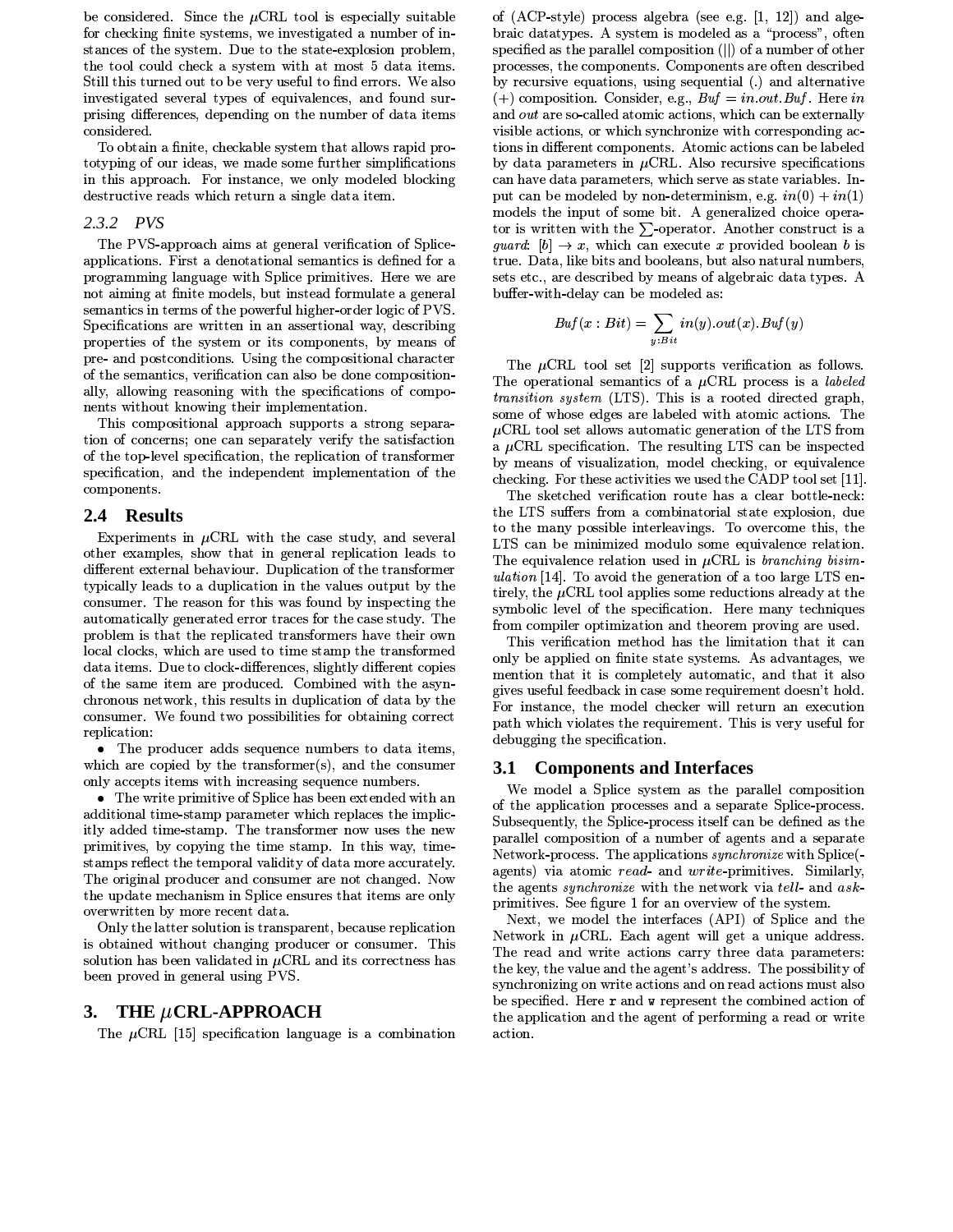be considered. Since the $\mu$CRL tool is especially suitable for checking finite systems, we investigated a number of instances of the system. Due to the state-explosion problem, the tool could check a system with at most 5 data items. Still this turned out to be very useful to find errors. We also investigated several types of equivalences, and found surprising differences, depending on the number of data items considered.

To obtain a finite, checkable system that allows rapid prototyping of our ideas, we made some further simplifications in this approach. For instance, we only modeled blocking destructive reads which return a single data item.

### 2.3.2 PVS

The PVS-approach aims at general verification of Splice-applications. First a denotational semantics is defined for a programming language with Splice primitives. Here we are not aiming at finite models, but instead formulate a general semantics in terms of the powerful higher-order logic of PVS. Specifications are written in an assertional way, describing properties of the system or its components, by means of pre- and postconditions. Using the compositional character of the semantics, verification can also be done compositionally, allowing reasoning with the specifications of components without knowing their implementation.

This compositional approach supports a strong separation of concerns; one can separately verify the satisfaction of the top-level specification, the replication of transformer specification, and the independent implementation of the components.

## 2.4 Results

Experiments in $\mu$CRL with the case study, and several other examples, show that in general replication leads to different external behaviour. Duplication of the transformer typically leads to a duplication in the values output by the consumer. The reason for this was found by inspecting the automatically generated error traces for the case study. The problem is that the replicated transformers have their own local clocks, which are used to time stamp the transformed data items. Due to clock-differences, slightly different copies of the same item are produced. Combined with the asynchronous network, this results in duplication of data by the consumer. We found two possibilities for obtaining correct replication:

- The producer adds sequence numbers to data items, which are copied by the transformer(s), and the consumer only accepts items with increasing sequence numbers.
- The write primitive of Splice has been extended with an additional time-stamp parameter which replaces the implicitly added time-stamp. The transformer now uses the new primitives, by copying the time stamp. In this way, time-stamps reflect the temporal validity of data more accurately. The original producer and consumer are not changed. Now the update mechanism in Splice ensures that items are only overwritten by more recent data.

Only the latter solution is transparent, because replication is obtained without changing producer or consumer. This solution has been validated in $\mu$CRL and its correctness has been proved in general using PVS.

# 3. THE $\mu$CRL-APPROACH

The $\mu$CRL [15] specification language is a combination of (ACP-style) process algebra (see e.g. [1, 12]) and algebraic datatypes. A system is modeled as a "process", often specified as the parallel composition ($||$) of a number of other processes, the components. Components are often described by recursive equations, using sequential (.) and alternative (+) composition. Consider, e.g., $Buf = in.out.Buf$. Here $in$ and $out$ are so-called atomic actions, which can be externally visible actions, or which synchronize with corresponding actions in different components. Atomic actions can be labeled by data parameters in $\mu$CRL. Also recursive specifications can have data parameters, which serve as state variables. Input can be modeled by non-determinism, e.g. $in(0) + in(1)$ models the input of some bit. A generalized choice operator is written with the $\sum$-operator. Another construct is a *guard*: $[b] \to x$, which can execute $x$ provided boolean $b$ is true. Data, like bits and booleans, but also natural numbers, sets etc., are described by means of algebraic data types. A buffer-with-delay can be modeled as:

$$Buf(x : Bit) = \sum_{y:Bit} in(y).out(x).Buf(y)$$

The $\mu$CRL tool set [2] supports verification as follows. The operational semantics of a $\mu$CRL process is a *labeled transition system* (LTS). This is a rooted directed graph, some of whose edges are labeled with atomic actions. The $\mu$CRL tool set allows automatic generation of the LTS from a $\mu$CRL specification. The resulting LTS can be inspected by means of visualization, model checking, or equivalence checking. For these activities we used the CADP tool set [11].

The sketched verification route has a clear bottle-neck: the LTS suffers from a combinatorial state explosion, due to the many possible interleavings. To overcome this, the LTS can be minimized modulo some equivalence relation. The equivalence relation used in $\mu$CRL is *branching bisimulation* [14]. To avoid the generation of a too large LTS entirely, the $\mu$CRL tool applies some reductions already at the symbolic level of the specification. Here many techniques from compiler optimization and theorem proving are used.

This verification method has the limitation that it can only be applied on finite state systems. As advantages, we mention that it is completely automatic, and that it also gives useful feedback in case some requirement doesn't hold. For instance, the model checker will return an execution path which violates the requirement. This is very useful for debugging the specification.

## 3.1 Components and Interfaces

We model a Splice system as the parallel composition of the application processes and a separate Splice-process. Subsequently, the Splice-process itself can be defined as the parallel composition of a number of agents and a separate Network-process. The applications *synchronize* with Splice(-agents) via atomic *read*- and *write*-primitives. Similarly, the agents *synchronize* with the network via *tell*- and *ask*-primitives. See figure 1 for an overview of the system.

Next, we model the interfaces (API) of Splice and the Network in $\mu$CRL. Each agent will get a unique address. The read and write actions carry three data parameters: the key, the value and the agent's address. The possibility of synchronizing on write actions and on read actions must also be specified. Here `r` and `w` represent the combined action of the application and the agent of performing a read or write action.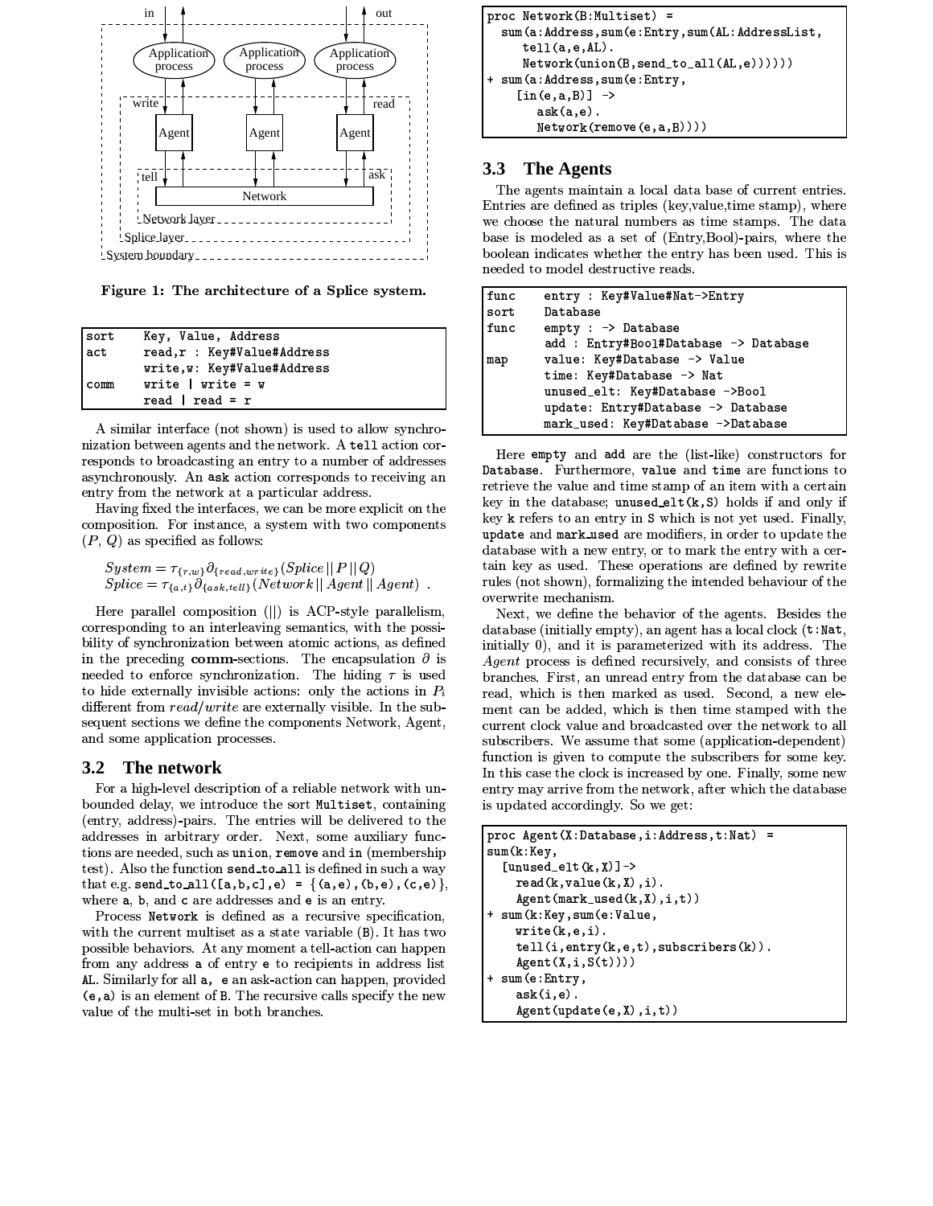Figure 1: The architecture of a Splice system.

```
sort    Key, Value, Address
act     read,r : Key#Value#Address
        write,w: Key#Value#Address
comm    write | write = w
        read | read = r
```

A similar interface (not shown) is used to allow synchronization between agents and the network. A `tell` action corresponds to broadcasting an entry to a number of addresses asynchronously. An `ask` action corresponds to receiving an entry from the network at a particular address.

Having fixed the interfaces, we can be more explicit on the composition. For instance, a system with two components ($P$, $Q$) as specified as follows:

$$System = \tau_{\{r,w\}} \partial_{\{read,write\}}(Splice \,||\, P \,||\, Q)$$
$$Splice = \tau_{\{a,t\}} \partial_{\{ask,tell\}}(Network \,||\, Agent \,||\, Agent) \ .$$

Here parallel composition ($||$) is ACP-style parallelism, corresponding to an interleaving semantics, with the possibility of synchronization between atomic actions, as defined in the preceding **comm**-sections. The encapsulation $\partial$ is needed to enforce synchronization. The hiding $\tau$ is used to hide externally invisible actions: only the actions in $P_i$ different from $read/write$ are externally visible. In the subsequent sections we define the components Network, Agent, and some application processes.

## 3.2 The network

For a high-level description of a reliable network with unbounded delay, we introduce the sort `Multiset`, containing (entry, address)-pairs. The entries will be delivered to the addresses in arbitrary order. Next, some auxiliary functions are needed, such as `union`, `remove` and `in` (membership test). Also the function `send_to_all` is defined in such a way that e.g. `send_to_all([a,b,c],e) = {(a,e),(b,e),(c,e)}`, where `a`, `b`, and `c` are addresses and `e` is an entry.

Process `Network` is defined as a recursive specification, with the current multiset as a state variable (`B`). It has two possible behaviors. At any moment a tell-action can happen from any address `a` of entry `e` to recipients in address list `AL`. Similarly for all `a, e` an ask-action can happen, provided `(e,a)` is an element of `B`. The recursive calls specify the new value of the multi-set in both branches.

```
proc Network(B:Multiset) =
  sum(a:Address,sum(e:Entry,sum(AL:AddressList,
     tell(a,e,AL).
     Network(union(B,send_to_all(AL,e))))))
+ sum(a:Address,sum(e:Entry,
    [in(e,a,B)] ->
       ask(a,e).
       Network(remove(e,a,B))))
```

## 3.3 The Agents

The agents maintain a local data base of current entries. Entries are defined as triples (key,value,time stamp), where we choose the natural numbers as time stamps. The data base is modeled as a set of (Entry,Bool)-pairs, where the boolean indicates whether the entry has been used. This is needed to model destructive reads.

```
func    entry : Key#Value#Nat->Entry
sort    Database
func    empty : -> Database
        add : Entry#Bool#Database -> Database
map     value: Key#Database -> Value
        time: Key#Database -> Nat
        unused_elt: Key#Database ->Bool
        update: Entry#Database -> Database
        mark_used: Key#Database ->Database
```

Here `empty` and `add` are the (list-like) constructors for `Database`. Furthermore, `value` and `time` are functions to retrieve the value and time stamp of an item with a certain key in the database; `unused_elt(k,S)` holds if and only if key `k` refers to an entry in `S` which is not yet used. Finally, `update` and `mark_used` are modifiers, in order to update the database with a new entry, or to mark the entry with a certain key as used. These operations are defined by rewrite rules (not shown), formalizing the intended behaviour of the overwrite mechanism.

Next, we define the behavior of the agents. Besides the database (initially empty), an agent has a local clock (`t:Nat`, initially 0), and it is parameterized with its address. The *Agent* process is defined recursively, and consists of three branches. First, an unread entry from the database can be read, which is then marked as used. Second, a new element can be added, which is then time stamped with the current clock value and broadcasted over the network to all subscribers. We assume that some (application-dependent) function is given to compute the subscribers for some key. In this case the clock is increased by one. Finally, some new entry may arrive from the network, after which the database is updated accordingly. So we get:

```
proc Agent(X:Database,i:Address,t:Nat) =
sum(k:Key,
  [unused_elt(k,X)]->
    read(k,value(k,X),i).
    Agent(mark_used(k,X),i,t))
+ sum(k:Key,sum(e:Value,
    write(k,e,i).
    tell(i,entry(k,e,t),subscribers(k)).
    Agent(X,i,S(t))))
+ sum(e:Entry,
    ask(i,e).
    Agent(update(e,X),i,t))
```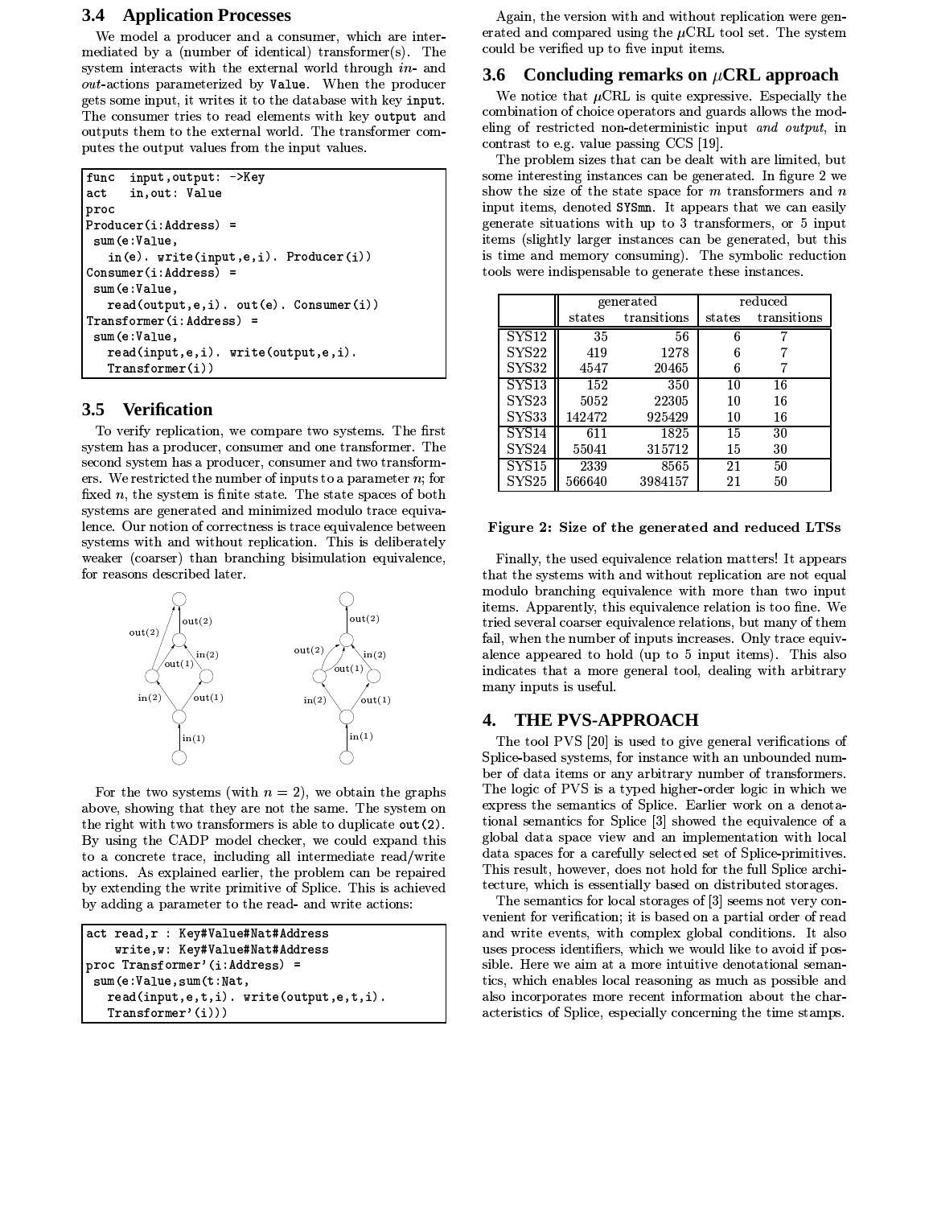### 3.4 Application Processes

We model a producer and a consumer, which are intermediated by a (number of identical) transformer(s). The system interacts with the external world through *in*- and *out*-actions parameterized by `Value`. When the producer gets some input, it writes it to the database with key `input`. The consumer tries to read elements with key `output` and outputs them to the external world. The transformer computes the output values from the input values.

```
func  input,output: ->Key
act   in,out: Value
proc
Producer(i:Address) =
 sum(e:Value,
   in(e). write(input,e,i). Producer(i))
Consumer(i:Address) =
 sum(e:Value,
   read(output,e,i). out(e). Consumer(i))
Transformer(i:Address) =
 sum(e:Value,
   read(input,e,i). write(output,e,i).
   Transformer(i))
```

### 3.5 Verification

To verify replication, we compare two systems. The first system has a producer, consumer and one transformer. The second system has a producer, consumer and two transformers. We restricted the number of inputs to a parameter $n$; for fixed $n$, the system is finite state. The state spaces of both systems are generated and minimized modulo trace equivalence. Our notion of correctness is trace equivalence between systems with and without replication. This is deliberately weaker (coarser) than branching bisimulation equivalence, for reasons described later.

For the two systems (with $n = 2$), we obtain the graphs above, showing that they are not the same. The system on the right with two transformers is able to duplicate `out(2)`. By using the CADP model checker, we could expand this to a concrete trace, including all intermediate read/write actions. As explained earlier, the problem can be repaired by extending the write primitive of Splice. This is achieved by adding a parameter to the read- and write actions:

```
act read,r : Key#Value#Nat#Address
    write,w: Key#Value#Nat#Address
proc Transformer'(i:Address) =
 sum(e:Value,sum(t:Nat,
   read(input,e,t,i). write(output,e,t,i).
   Transformer'(i)))
```

Again, the version with and without replication were generated and compared using the $\mu$CRL tool set. The system could be verified up to five input items.

### 3.6 Concluding remarks on $\mu$CRL approach

We notice that $\mu$CRL is quite expressive. Especially the combination of choice operators and guards allows the modeling of restricted non-deterministic input *and output*, in contrast to e.g. value passing CCS [19].

The problem sizes that can be dealt with are limited, but some interesting instances can be generated. In figure 2 we show the size of the state space for $m$ transformers and $n$ input items, denoted `SYSmn`. It appears that we can easily generate situations with up to 3 transformers, or 5 input items (slightly larger instances can be generated, but this is time and memory consuming). The symbolic reduction tools were indispensable to generate these instances.

| | generated | | reduced | |
|---|---|---|---|---|
| | states | transitions | states | transitions |
| SYS12 | 35 | 56 | 6 | 7 |
| SYS22 | 419 | 1278 | 6 | 7 |
| SYS32 | 4547 | 20465 | 6 | 7 |
| SYS13 | 152 | 350 | 10 | 16 |
| SYS23 | 5052 | 22305 | 10 | 16 |
| SYS33 | 142472 | 925429 | 10 | 16 |
| SYS14 | 611 | 1825 | 15 | 30 |
| SYS24 | 55041 | 315712 | 15 | 30 |
| SYS15 | 2339 | 8565 | 21 | 50 |
| SYS25 | 566640 | 3984157 | 21 | 50 |

**Figure 2: Size of the generated and reduced LTSs**

Finally, the used equivalence relation matters! It appears that the systems with and without replication are not equal modulo branching equivalence with more than two input items. Apparently, this equivalence relation is too fine. We tried several coarser equivalence relations, but many of them fail, when the number of inputs increases. Only trace equivalence appeared to hold (up to 5 input items). This also indicates that a more general tool, dealing with arbitrary many inputs is useful.

## 4. THE PVS-APPROACH

The tool PVS [20] is used to give general verifications of Splice-based systems, for instance with an unbounded number of data items or any arbitrary number of transformers. The logic of PVS is a typed higher-order logic in which we express the semantics of Splice. Earlier work on a denotational semantics for Splice [3] showed the equivalence of a global data space view and an implementation with local data spaces for a carefully selected set of Splice-primitives. This result, however, does not hold for the full Splice architecture, which is essentially based on distributed storages.

The semantics for local storages of [3] seems not very convenient for verification; it is based on a partial order of read and write events, with complex global conditions. It also uses process identifiers, which we would like to avoid if possible. Here we aim at a more intuitive denotational semantics, which enables local reasoning as much as possible and also incorporates more recent information about the characteristics of Splice, especially concerning the time stamps.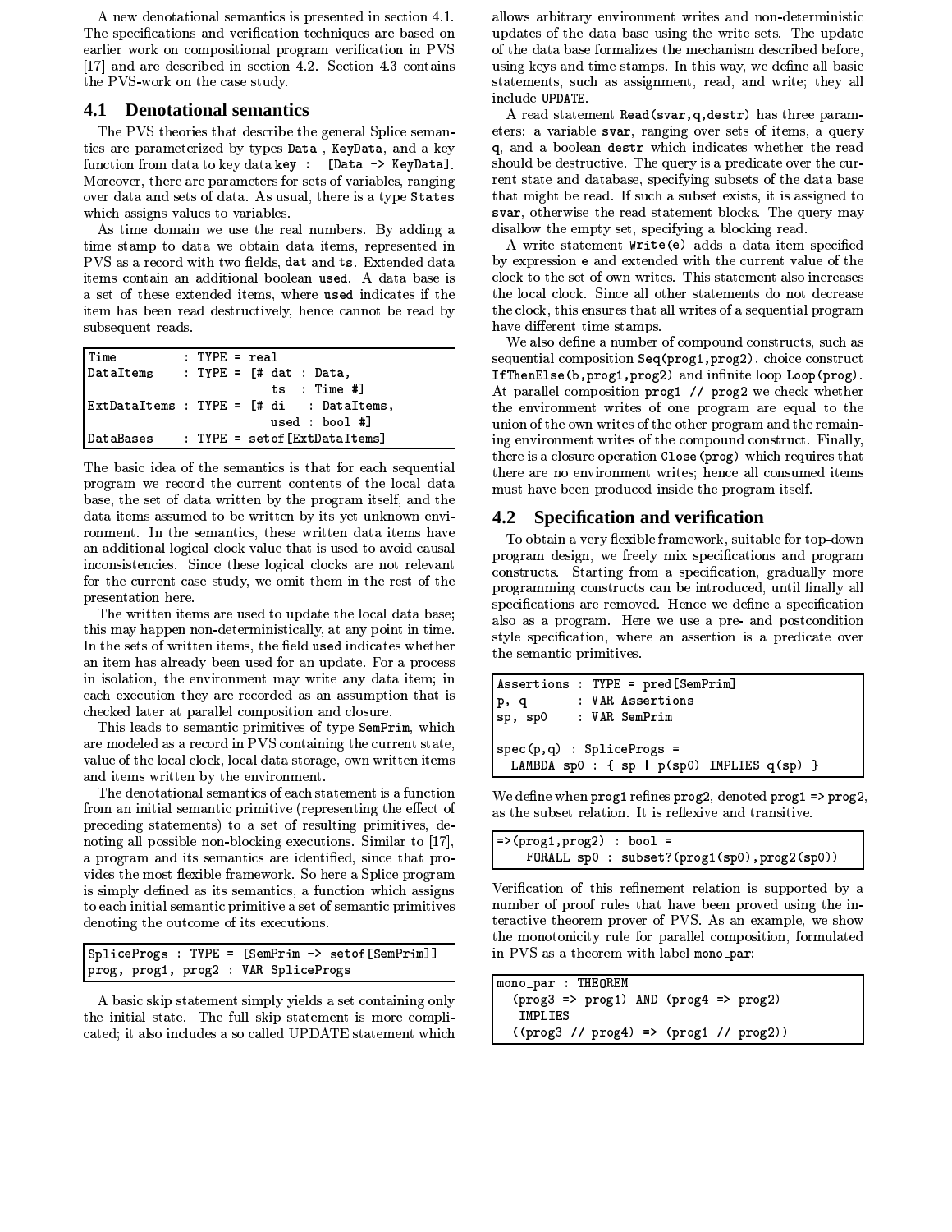A new denotational semantics is presented in section 4.1. The specifications and verification techniques are based on earlier work on compositional program verification in PVS [17] and are described in section 4.2. Section 4.3 contains the PVS-work on the case study.

## 4.1 Denotational semantics

The PVS theories that describe the general Splice semantics are parameterized by types `Data` , `KeyData`, and a key function from data to key data `key : [Data -> KeyData]`. Moreover, there are parameters for sets of variables, ranging over data and sets of data. As usual, there is a type `States` which assigns values to variables.

As time domain we use the real numbers. By adding a time stamp to data we obtain data items, represented in PVS as a record with two fields, `dat` and `ts`. Extended data items contain an additional boolean `used`. A data base is a set of these extended items, where `used` indicates if the item has been read destructively, hence cannot be read by subsequent reads.

```
Time         : TYPE = real
DataItems    : TYPE = [# dat : Data,
                         ts  : Time #]
ExtDataItems : TYPE = [# di   : DataItems,
                         used : bool #]
DataBases    : TYPE = setof[ExtDataItems]
```

The basic idea of the semantics is that for each sequential program we record the current contents of the local data base, the set of data written by the program itself, and the data items assumed to be written by its yet unknown environment. In the semantics, these written data items have an additional logical clock value that is used to avoid causal inconsistencies. Since these logical clocks are not relevant for the current case study, we omit them in the rest of the presentation here.

The written items are used to update the local data base; this may happen non-deterministically, at any point in time. In the sets of written items, the field `used` indicates whether an item has already been used for an update. For a process in isolation, the environment may write any data item; in each execution they are recorded as an assumption that is checked later at parallel composition and closure.

This leads to semantic primitives of type `SemPrim`, which are modeled as a record in PVS containing the current state, value of the local clock, local data storage, own written items and items written by the environment.

The denotational semantics of each statement is a function from an initial semantic primitive (representing the effect of preceding statements) to a set of resulting primitives, denoting all possible non-blocking executions. Similar to [17], a program and its semantics are identified, since that provides the most flexible framework. So here a Splice program is simply defined as its semantics, a function which assigns to each initial semantic primitive a set of semantic primitives denoting the outcome of its executions.

```
SpliceProgs : TYPE = [SemPrim -> setof[SemPrim]]
prog, prog1, prog2 : VAR SpliceProgs
```

A basic skip statement simply yields a set containing only the initial state. The full skip statement is more complicated; it also includes a so called UPDATE statement which allows arbitrary environment writes and non-deterministic updates of the data base using the write sets. The update of the data base formalizes the mechanism described before, using keys and time stamps. In this way, we define all basic statements, such as assignment, read, and write; they all include `UPDATE`.

A read statement `Read(svar,q,destr)` has three parameters: a variable `svar`, ranging over sets of items, a query `q`, and a boolean `destr` which indicates whether the read should be destructive. The query is a predicate over the current state and database, specifying subsets of the data base that might be read. If such a subset exists, it is assigned to `svar`, otherwise the read statement blocks. The query may disallow the empty set, specifying a blocking read.

A write statement `Write(e)` adds a data item specified by expression `e` and extended with the current value of the clock to the set of own writes. This statement also increases the local clock. Since all other statements do not decrease the clock, this ensures that all writes of a sequential program have different time stamps.

We also define a number of compound constructs, such as sequential composition `Seq(prog1,prog2)`, choice construct `IfThenElse(b,prog1,prog2)` and infinite loop `Loop(prog)`. At parallel composition `prog1 // prog2` we check whether the environment writes of one program are equal to the union of the own writes of the other program and the remaining environment writes of the compound construct. Finally, there is a closure operation `Close(prog)` which requires that there are no environment writes; hence all consumed items must have been produced inside the program itself.

## 4.2 Specification and verification

To obtain a very flexible framework, suitable for top-down program design, we freely mix specifications and program constructs. Starting from a specification, gradually more programming constructs can be introduced, until finally all specifications are removed. Hence we define a specification also as a program. Here we use a pre- and postcondition style specification, where an assertion is a predicate over the semantic primitives.

```
Assertions : TYPE = pred[SemPrim]
p, q       : VAR Assertions
sp, sp0    : VAR SemPrim

spec(p,q) : SpliceProgs =
  LAMBDA sp0 : { sp | p(sp0) IMPLIES q(sp) }
```

We define when `prog1` refines `prog2`, denoted `prog1 => prog2`, as the subset relation. It is reflexive and transitive.

```
=>(prog1,prog2) : bool =
    FORALL sp0 : subset?(prog1(sp0),prog2(sp0))
```

Verification of this refinement relation is supported by a number of proof rules that have been proved using the interactive theorem prover of PVS. As an example, we show the monotonicity rule for parallel composition, formulated in PVS as a theorem with label `mono_par`:

```
mono_par : THEOREM
  (prog3 => prog1) AND (prog4 => prog2)
   IMPLIES
  ((prog3 // prog4) => (prog1 // prog2))
```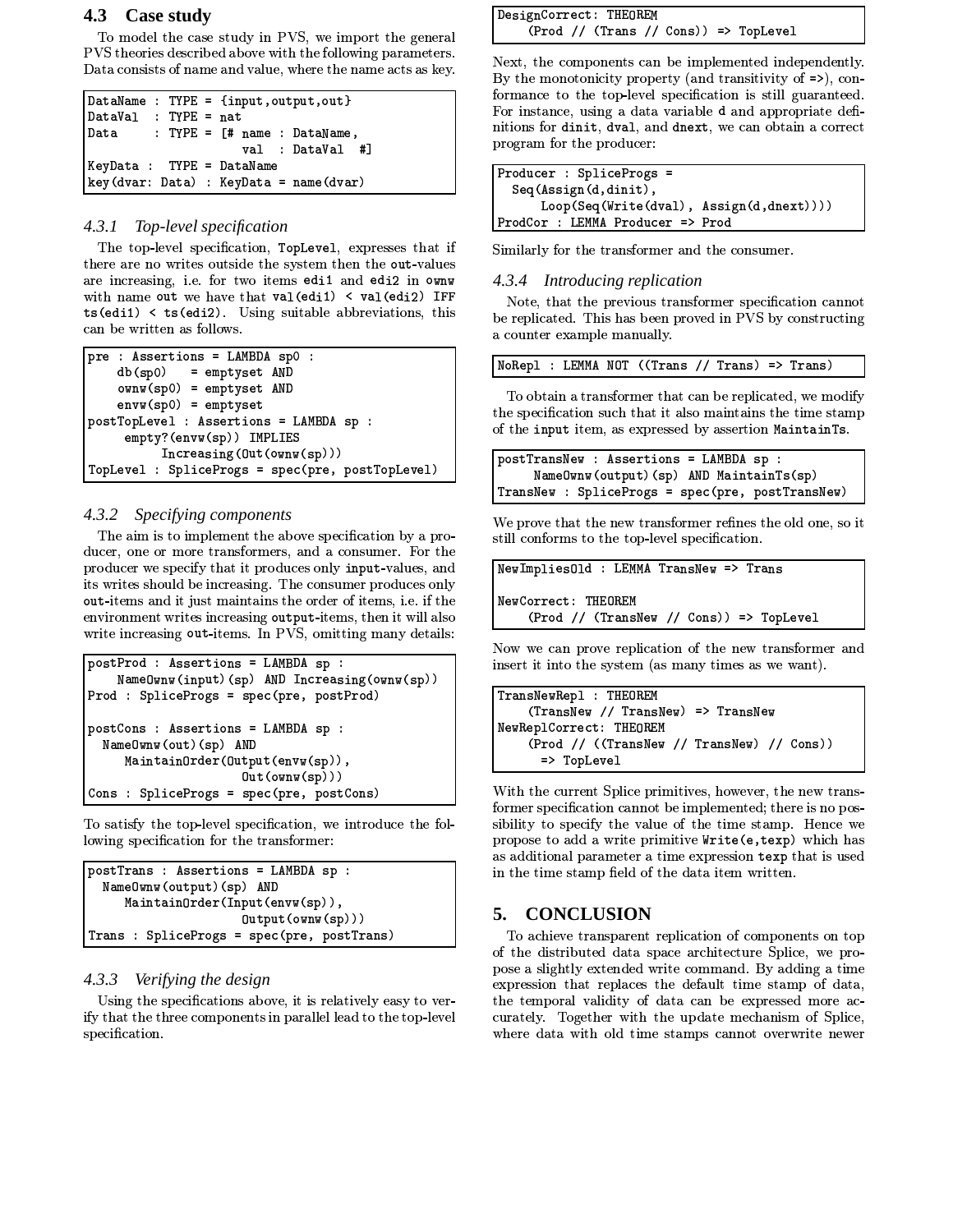### 4.3 Case study

To model the case study in PVS, we import the general PVS theories described above with the following parameters. Data consists of name and value, where the name acts as key.

```
DataName : TYPE = {input,output,out}
DataVal  : TYPE = nat
Data     : TYPE = [# name : DataName,
                     val  : DataVal  #]
KeyData :  TYPE = DataName
key(dvar: Data) : KeyData = name(dvar)
```

#### 4.3.1 Top-level specification

The top-level specification, `TopLevel`, expresses that if there are no writes outside the system then the `out`-values are increasing, i.e. for two items `edi1` and `edi2` in `ownw` with name `out` we have that `val(edi1) < val(edi2) IFF ts(edi1) < ts(edi2)`. Using suitable abbreviations, this can be written as follows.

```
pre : Assertions = LAMBDA sp0 :
    db(sp0)   = emptyset AND
    ownw(sp0) = emptyset AND
    envw(sp0) = emptyset
postTopLevel : Assertions = LAMBDA sp :
     empty?(envw(sp)) IMPLIES
          Increasing(Out(ownw(sp)))
TopLevel : SpliceProgs = spec(pre, postTopLevel)
```

#### 4.3.2 Specifying components

The aim is to implement the above specification by a producer, one or more transformers, and a consumer. For the producer we specify that it produces only `input`-values, and its writes should be increasing. The consumer produces only `out`-items and it just maintains the order of items, i.e. if the environment writes increasing `output`-items, then it will also write increasing `out`-items. In PVS, omitting many details:

```
postProd : Assertions = LAMBDA sp :
    NameOwnw(input)(sp) AND Increasing(ownw(sp))
Prod : SpliceProgs = spec(pre, postProd)

postCons : Assertions = LAMBDA sp :
  NameOwnw(out)(sp) AND
     MaintainOrder(Output(envw(sp)),
                   Out(ownw(sp)))
Cons : SpliceProgs = spec(pre, postCons)
```

To satisfy the top-level specification, we introduce the following specification for the transformer:

```
postTrans : Assertions = LAMBDA sp :
  NameOwnw(output)(sp) AND
     MaintainOrder(Input(envw(sp)),
                   Output(ownw(sp)))
Trans : SpliceProgs = spec(pre, postTrans)
```

#### 4.3.3 Verifying the design

Using the specifications above, it is relatively easy to verify that the three components in parallel lead to the top-level specification.

```
DesignCorrect: THEOREM
    (Prod // (Trans // Cons)) => TopLevel
```

Next, the components can be implemented independently. By the monotonicity property (and transitivity of `=>`), conformance to the top-level specification is still guaranteed. For instance, using a data variable `d` and appropriate definitions for `dinit`, `dval`, and `dnext`, we can obtain a correct program for the producer:

```
Producer : SpliceProgs =
  Seq(Assign(d,dinit),
      Loop(Seq(Write(dval), Assign(d,dnext))))
ProdCor : LEMMA Producer => Prod
```

Similarly for the transformer and the consumer.

#### 4.3.4 Introducing replication

Note, that the previous transformer specification cannot be replicated. This has been proved in PVS by constructing a counter example manually.

```
NoRepl : LEMMA NOT ((Trans // Trans) => Trans)
```

To obtain a transformer that can be replicated, we modify the specification such that it also maintains the time stamp of the `input` item, as expressed by assertion `MaintainTs`.

```
postTransNew : Assertions = LAMBDA sp :
     NameOwnw(output)(sp) AND MaintainTs(sp)
TransNew : SpliceProgs = spec(pre, postTransNew)
```

We prove that the new transformer refines the old one, so it still conforms to the top-level specification.

```
NewImpliesOld : LEMMA TransNew => Trans

NewCorrect: THEOREM
    (Prod // (TransNew // Cons)) => TopLevel
```

Now we can prove replication of the new transformer and insert it into the system (as many times as we want).

```
TransNewRepl : THEOREM
    (TransNew // TransNew) => TransNew
NewReplCorrect: THEOREM
    (Prod // ((TransNew // TransNew) // Cons))
      => TopLevel
```

With the current Splice primitives, however, the new transformer specification cannot be implemented; there is no possibility to specify the value of the time stamp. Hence we propose to add a write primitive `Write(e,texp)` which has as additional parameter a time expression `texp` that is used in the time stamp field of the data item written.

## 5. CONCLUSION

To achieve transparent replication of components on top of the distributed data space architecture Splice, we propose a slightly extended write command. By adding a time expression that replaces the default time stamp of data, the temporal validity of data can be expressed more accurately. Together with the update mechanism of Splice, where data with old time stamps cannot overwrite newer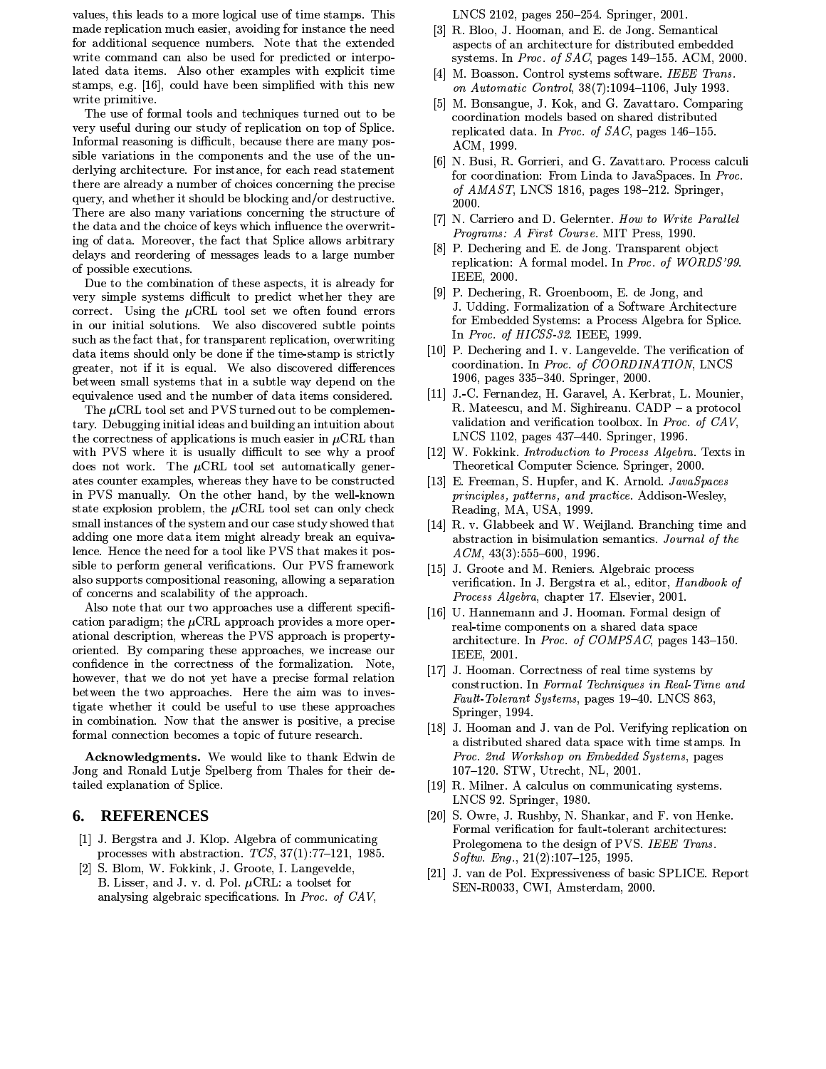values, this leads to a more logical use of time stamps. This made replication much easier, avoiding for instance the need for additional sequence numbers. Note that the extended write command can also be used for predicted or interpolated data items. Also other examples with explicit time stamps, e.g. [16], could have been simplified with this new write primitive.

The use of formal tools and techniques turned out to be very useful during our study of replication on top of Splice. Informal reasoning is difficult, because there are many possible variations in the components and the use of the underlying architecture. For instance, for each read statement there are already a number of choices concerning the precise query, and whether it should be blocking and/or destructive. There are also many variations concerning the structure of the data and the choice of keys which influence the overwriting of data. Moreover, the fact that Splice allows arbitrary delays and reordering of messages leads to a large number of possible executions.

Due to the combination of these aspects, it is already for very simple systems difficult to predict whether they are correct. Using the $\mu$CRL tool set we often found errors in our initial solutions. We also discovered subtle points such as the fact that, for transparent replication, overwriting data items should only be done if the time-stamp is strictly greater, not if it is equal. We also discovered differences between small systems that in a subtle way depend on the equivalence used and the number of data items considered.

The $\mu$CRL tool set and PVS turned out to be complementary. Debugging initial ideas and building an intuition about the correctness of applications is much easier in $\mu$CRL than with PVS where it is usually difficult to see why a proof does not work. The $\mu$CRL tool set automatically generates counter examples, whereas they have to be constructed in PVS manually. On the other hand, by the well-known state explosion problem, the $\mu$CRL tool set can only check small instances of the system and our case study showed that adding one more data item might already break an equivalence. Hence the need for a tool like PVS that makes it possible to perform general verifications. Our PVS framework also supports compositional reasoning, allowing a separation of concerns and scalability of the approach.

Also note that our two approaches use a different specification paradigm; the $\mu$CRL approach provides a more operational description, whereas the PVS approach is property-oriented. By comparing these approaches, we increase our confidence in the correctness of the formalization. Note, however, that we do not yet have a precise formal relation between the two approaches. Here the aim was to investigate whether it could be useful to use these approaches in combination. Now that the answer is positive, a precise formal connection becomes a topic of future research.

**Acknowledgments.** We would like to thank Edwin de Jong and Ronald Lutje Spelberg from Thales for their detailed explanation of Splice.

## 6. REFERENCES

[1] J. Bergstra and J. Klop. Algebra of communicating processes with abstraction. *TCS*, 37(1):77–121, 1985.

[2] S. Blom, W. Fokkink, J. Groote, I. Langevelde, B. Lisser, and J. v. d. Pol. $\mu$CRL: a toolset for analysing algebraic specifications. In *Proc. of CAV*, LNCS 2102, pages 250–254. Springer, 2001.

[3] R. Bloo, J. Hooman, and E. de Jong. Semantical aspects of an architecture for distributed embedded systems. In *Proc. of SAC*, pages 149–155. ACM, 2000.

[4] M. Boasson. Control systems software. *IEEE Trans. on Automatic Control*, 38(7):1094–1106, July 1993.

[5] M. Bonsangue, J. Kok, and G. Zavattaro. Comparing coordination models based on shared distributed replicated data. In *Proc. of SAC*, pages 146–155. ACM, 1999.

[6] N. Busi, R. Gorrieri, and G. Zavattaro. Process calculi for coordination: From Linda to JavaSpaces. In *Proc. of AMAST*, LNCS 1816, pages 198–212. Springer, 2000.

[7] N. Carriero and D. Gelernter. *How to Write Parallel Programs: A First Course.* MIT Press, 1990.

[8] P. Dechering and E. de Jong. Transparent object replication: A formal model. In *Proc. of WORDS'99*. IEEE, 2000.

[9] P. Dechering, R. Groenboom, E. de Jong, and J. Udding. Formalization of a Software Architecture for Embedded Systems: a Process Algebra for Splice. In *Proc. of HICSS-32*. IEEE, 1999.

[10] P. Dechering and I. v. Langevelde. The verification of coordination. In *Proc. of COORDINATION*, LNCS 1906, pages 335–340. Springer, 2000.

[11] J.-C. Fernandez, H. Garavel, A. Kerbrat, L. Mounier, R. Mateescu, and M. Sighireanu. CADP – a protocol validation and verification toolbox. In *Proc. of CAV*, LNCS 1102, pages 437–440. Springer, 1996.

[12] W. Fokkink. *Introduction to Process Algebra.* Texts in Theoretical Computer Science. Springer, 2000.

[13] E. Freeman, S. Hupfer, and K. Arnold. *JavaSpaces principles, patterns, and practice.* Addison-Wesley, Reading, MA, USA, 1999.

[14] R. v. Glabbeek and W. Weijland. Branching time and abstraction in bisimulation semantics. *Journal of the ACM*, 43(3):555–600, 1996.

[15] J. Groote and M. Reniers. Algebraic process verification. In J. Bergstra et al., editor, *Handbook of Process Algebra*, chapter 17. Elsevier, 2001.

[16] U. Hannemann and J. Hooman. Formal design of real-time components on a shared data space architecture. In *Proc. of COMPSAC*, pages 143–150. IEEE, 2001.

[17] J. Hooman. Correctness of real time systems by construction. In *Formal Techniques in Real-Time and Fault-Tolerant Systems*, pages 19–40. LNCS 863, Springer, 1994.

[18] J. Hooman and J. van de Pol. Verifying replication on a distributed shared data space with time stamps. In *Proc. 2nd Workshop on Embedded Systems*, pages 107–120. STW, Utrecht, NL, 2001.

[19] R. Milner. A calculus on communicating systems. LNCS 92. Springer, 1980.

[20] S. Owre, J. Rushby, N. Shankar, and F. von Henke. Formal verification for fault-tolerant architectures: Prolegomena to the design of PVS. *IEEE Trans. Softw. Eng.*, 21(2):107–125, 1995.

[21] J. van de Pol. Expressiveness of basic SPLICE. Report SEN-R0033, CWI, Amsterdam, 2000.